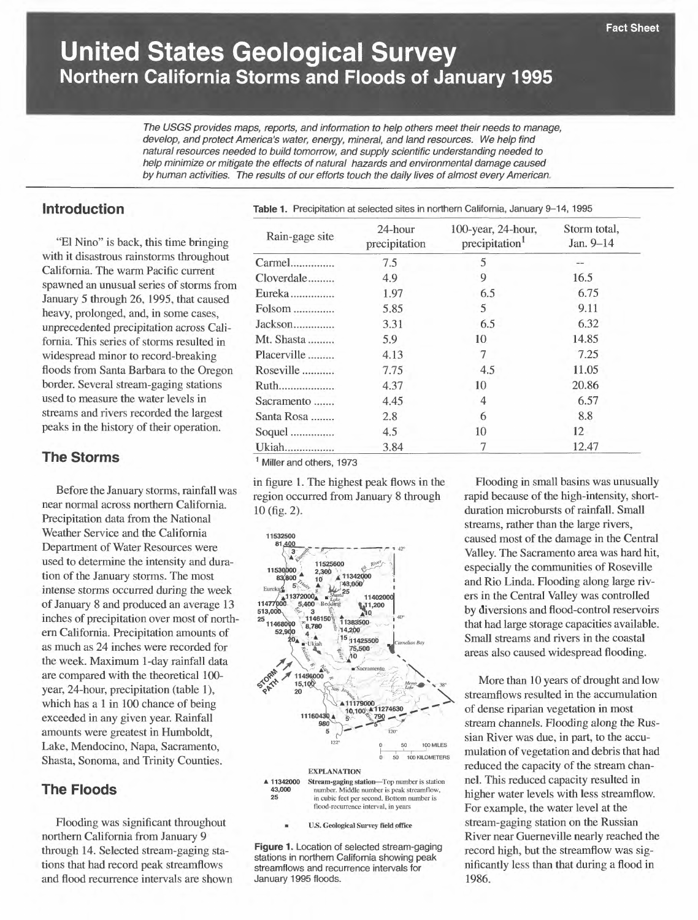Fact Sheet

# United States Geological Survey

## Northern California Storms and Floods of January 1995

*The USGS provides maps, reports, and information to help others meet their needs to manage, develop, and protect America's water, energy, mineral, and land resources. We help find natural resources needed to build tomorrow, and supply scientific understanding needed to help minimize or mitigate the effects of natural hazards and environmental damage caused by human activities. The results of our efforts touch the daily lives of almost every American.*

## Introduction

"El Nino" is back, this time bringing with it disastrous rainstorms throughout California. The warm Pacific current spawned an unusual series of storms from January 5 through 26, 1995, that caused heavy, prolonged, and, in some cases, unprecedented precipitation across California. This series of storms resulted in widespread minor to record-breaking floods from Santa Barbara to the Oregon border. Several stream-gaging stations used to measure the water levels in streams and rivers recorded the largest peaks in the history of their operation.

## The Storms

Before the January storms, rainfall was near normal across northern California. Precipitation data from the National Weather Service and the California Department of Water Resources were used to determine the intensity and duration of the January storms. The most intense storms occurred during the week of January 8 and produced an average 13 inches of precipitation over most of northern California. Precipitation amounts of as much as 24 inches were recorded for the week. Maximum 1-day rainfall data are compared with the theoretical 100-year, 24-hour, precipitation (table 1), which has a 1 in 100 chance of being exceeded in any given year. Rainfall amounts were greatest in Humboldt, Lake, Mendocino, Napa, Sacramento, Shasta, Sonoma, and Trinity Counties.

## The Floods

Flooding was significant throughout northern California from January 9 through 14. Selected stream-gaging stations that had record peak streamflows and flood recurrence intervals are shown in figure 1. The highest peak flows in the region occurred from January 8 through 10 (fig. 2).

**Table 1.** Precipitation at selected sites in northern California, January 9–14, 1995

| Rain-gage site | 24-hour precipitation | 100-year, 24-hour, precipitation[1] | Storm total, Jan. 9–14 |
|---|---|---|---|
| Carmel | 7.5 | 5 | -- |
| Cloverdale | 4.9 | 9 | 16.5 |
| Eureka | 1.97 | 6.5 | 6.75 |
| Folsom | 5.85 | 5 | 9.11 |
| Jackson | 3.31 | 6.5 | 6.32 |
| Mt. Shasta | 5.9 | 10 | 14.85 |
| Placerville | 4.13 | 7 | 7.25 |
| Roseville | 7.75 | 4.5 | 11.05 |
| Ruth | 4.37 | 10 | 20.86 |
| Sacramento | 4.45 | 4 | 6.57 |
| Santa Rosa | 2.8 | 6 | 8.8 |
| Soquel | 4.5 | 10 | 12 |
| Ukiah | 3.84 | 7 | 12.47 |

[1] Miller and others, 1973

EXPLANATION

▲ 11342000 / 43,000 / 25 — Stream-gaging station—Top number is station number. Middle number is peak streamflow, in cubic feet per second. Bottom number is flood-recurrence interval, in years

■ U.S. Geological Survey field office

**Figure 1.** Location of selected stream-gaging stations in northern California showing peak streamflows and recurrence intervals for January 1995 floods.

Flooding in small basins was unusually rapid because of the high-intensity, short-duration microbursts of rainfall. Small streams, rather than the large rivers, caused most of the damage in the Central Valley. The Sacramento area was hard hit, especially the communities of Roseville and Rio Linda. Flooding along large rivers in the Central Valley was controlled by diversions and flood-control reservoirs that had large storage capacities available. Small streams and rivers in the coastal areas also caused widespread flooding.

More than 10 years of drought and low streamflows resulted in the accumulation of dense riparian vegetation in most stream channels. Flooding along the Russian River was due, in part, to the accumulation of vegetation and debris that had reduced the capacity of the stream channel. This reduced capacity resulted in higher water levels with less streamflow. For example, the water level at the stream-gaging station on the Russian River near Guerneville nearly reached the record high, but the streamflow was significantly less than that during a flood in 1986.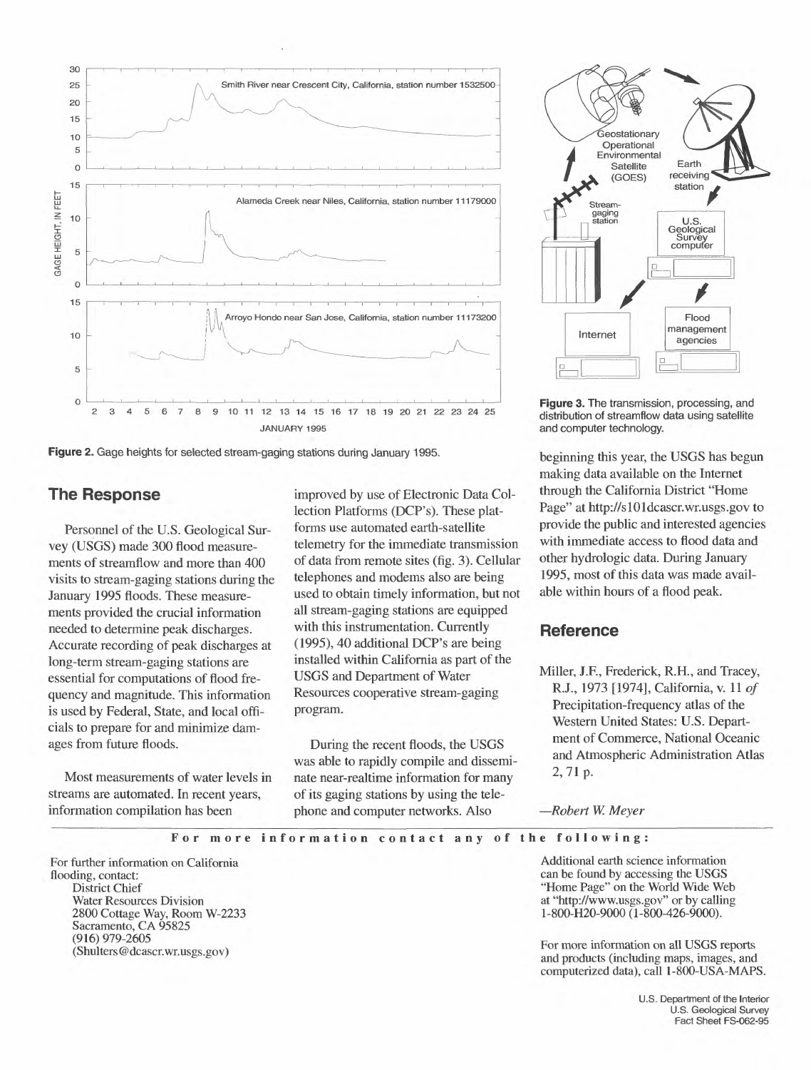30
25
20
15
10
5
0
Smith River near Crescent City, California, station number 1532500

15
10
5
0
Alameda Creek near Niles, California, station number 11179000

15
10
5
0
Arroyo Hondo near San Jose, California, station number 11173200

GAGE HEIGHT, IN FEET

2 3 4 5 6 7 8 9 10 11 12 13 14 15 16 17 18 19 20 21 22 23 24 25

JANUARY 1995

**Figure 2.** Gage heights for selected stream-gaging stations during January 1995.

Geostationary Operational Environmental Satellite (GOES)

Earth receiving station

Stream-gaging station

U.S. Geological Survey computer

Internet

Flood management agencies

**Figure 3.** The transmission, processing, and distribution of streamflow data using satellite and computer technology.

## The Response

Personnel of the U.S. Geological Survey (USGS) made 300 flood measurements of streamflow and more than 400 visits to stream-gaging stations during the January 1995 floods. These measurements provided the crucial information needed to determine peak discharges. Accurate recording of peak discharges at long-term stream-gaging stations are essential for computations of flood frequency and magnitude. This information is used by Federal, State, and local officials to prepare for and minimize damages from future floods.

Most measurements of water levels in streams are automated. In recent years, information compilation has been improved by use of Electronic Data Collection Platforms (DCP's). These platforms use automated earth-satellite telemetry for the immediate transmission of data from remote sites (fig. 3). Cellular telephones and modems also are being used to obtain timely information, but not all stream-gaging stations are equipped with this instrumentation. Currently (1995), 40 additional DCP's are being installed within California as part of the USGS and Department of Water Resources cooperative stream-gaging program.

During the recent floods, the USGS was able to rapidly compile and disseminate near-realtime information for many of its gaging stations by using the telephone and computer networks. Also beginning this year, the USGS has begun making data available on the Internet through the California District "Home Page" at http://s101dcascr.wr.usgs.gov to provide the public and interested agencies with immediate access to flood data and other hydrologic data. During January 1995, most of this data was made available within hours of a flood peak.

## Reference

Miller, J.F., Frederick, R.H., and Tracey, R.J., 1973 [1974], California, v. 11 *of* Precipitation-frequency atlas of the Western United States: U.S. Department of Commerce, National Oceanic and Atmospheric Administration Atlas 2, 71 p.

*—Robert W. Meyer*

**For more information contact any of the following:**

For further information on California flooding, contact:
District Chief
Water Resources Division
2800 Cottage Way, Room W-2233
Sacramento, CA 95825
(916) 979-2605
(Shulters@dcascr.wr.usgs.gov)

Additional earth science information can be found by accessing the USGS "Home Page" on the World Wide Web at "http://www.usgs.gov" or by calling 1-800-H2O-9000 (1-800-426-9000).

For more information on all USGS reports and products (including maps, images, and computerized data), call 1-800-USA-MAPS.

U.S. Department of the Interior
U.S. Geological Survey
Fact Sheet FS-062-95